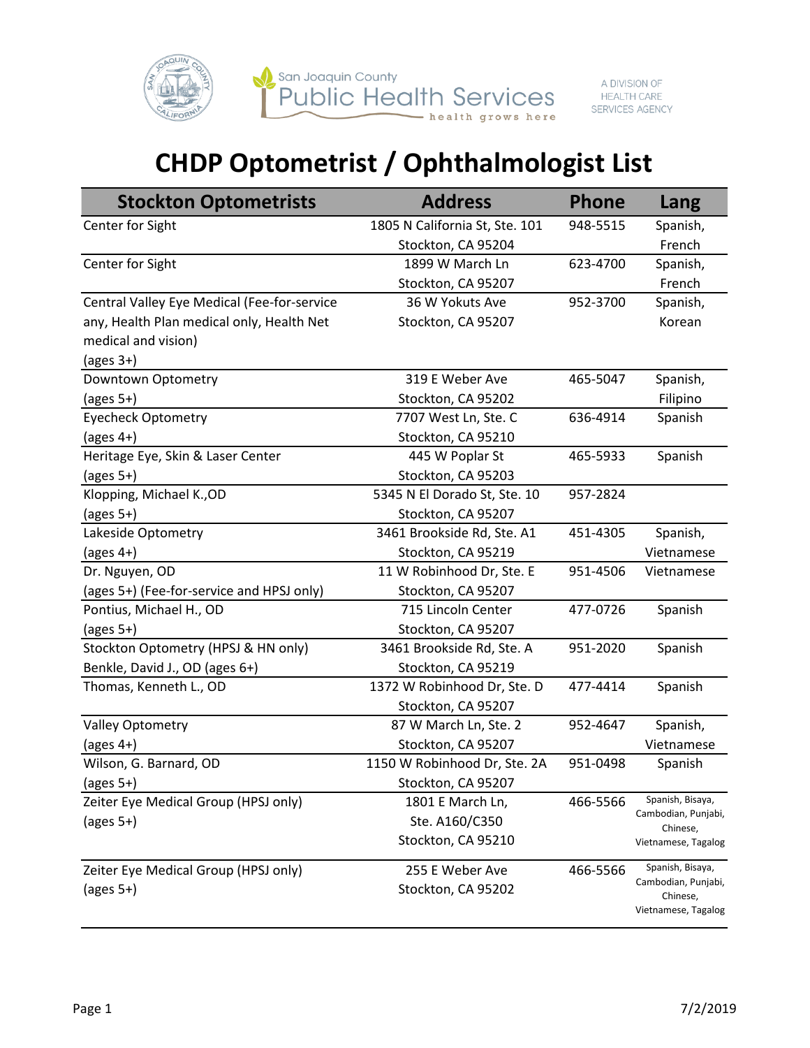San Joaquin County Public Health Services — health grows here

A DIVISION OF HEALTH CARE SERVICES AGENCY

# CHDP Optometrist / Ophthalmologist List

| Stockton Optometrists | Address | Phone | Lang |
|---|---|---|---|
| Center for Sight | 1805 N California St, Ste. 101 Stockton, CA 95204 | 948-5515 | Spanish, French |
| Center for Sight | 1899 W March Ln Stockton, CA 95207 | 623-4700 | Spanish, French |
| Central Valley Eye Medical (Fee-for-service any, Health Plan medical only, Health Net medical and vision) (ages 3+) | 36 W Yokuts Ave Stockton, CA 95207 | 952-3700 | Spanish, Korean |
| Downtown Optometry (ages 5+) | 319 E Weber Ave Stockton, CA 95202 | 465-5047 | Spanish, Filipino |
| Eyecheck Optometry (ages 4+) | 7707 West Ln, Ste. C Stockton, CA 95210 | 636-4914 | Spanish |
| Heritage Eye, Skin & Laser Center (ages 5+) | 445 W Poplar St Stockton, CA 95203 | 465-5933 | Spanish |
| Klopping, Michael K.,OD (ages 5+) | 5345 N El Dorado St, Ste. 10 Stockton, CA 95207 | 957-2824 | |
| Lakeside Optometry (ages 4+) | 3461 Brookside Rd, Ste. A1 Stockton, CA 95219 | 451-4305 | Spanish, Vietnamese |
| Dr. Nguyen, OD (ages 5+) (Fee-for-service and HPSJ only) | 11 W Robinhood Dr, Ste. E Stockton, CA 95207 | 951-4506 | Vietnamese |
| Pontius, Michael H., OD (ages 5+) | 715 Lincoln Center Stockton, CA 95207 | 477-0726 | Spanish |
| Stockton Optometry (HPSJ & HN only) Benkle, David J., OD (ages 6+) | 3461 Brookside Rd, Ste. A Stockton, CA 95219 | 951-2020 | Spanish |
| Thomas, Kenneth L., OD | 1372 W Robinhood Dr, Ste. D Stockton, CA 95207 | 477-4414 | Spanish |
| Valley Optometry (ages 4+) | 87 W March Ln, Ste. 2 Stockton, CA 95207 | 952-4647 | Spanish, Vietnamese |
| Wilson, G. Barnard, OD (ages 5+) | 1150 W Robinhood Dr, Ste. 2A Stockton, CA 95207 | 951-0498 | Spanish |
| Zeiter Eye Medical Group (HPSJ only) (ages 5+) | 1801 E March Ln, Ste. A160/C350 Stockton, CA 95210 | 466-5566 | Spanish, Bisaya, Cambodian, Punjabi, Chinese, Vietnamese, Tagalog |
| Zeiter Eye Medical Group (HPSJ only) (ages 5+) | 255 E Weber Ave Stockton, CA 95202 | 466-5566 | Spanish, Bisaya, Cambodian, Punjabi, Chinese, Vietnamese, Tagalog |

7/2/2019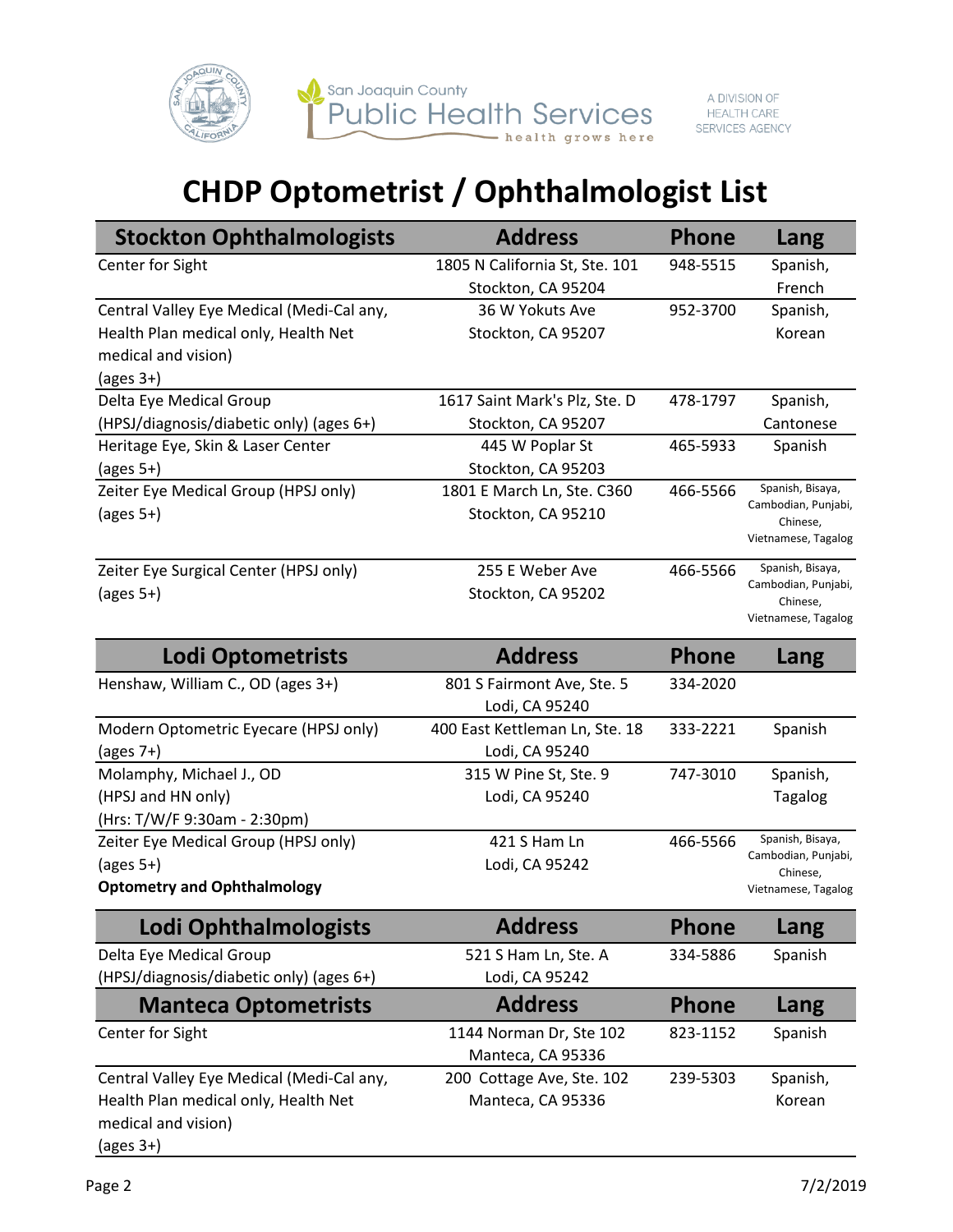San Joaquin County Public Health Services — health grows here

A DIVISION OF HEALTH CARE SERVICES AGENCY

# CHDP Optometrist / Ophthalmologist List

| Stockton Ophthalmologists | Address | Phone | Lang |
|---|---|---|---|
| Center for Sight | 1805 N California St, Ste. 101<br>Stockton, CA 95204 | 948-5515 | Spanish, French |
| Central Valley Eye Medical (Medi-Cal any, Health Plan medical only, Health Net medical and vision) (ages 3+) | 36 W Yokuts Ave<br>Stockton, CA 95207 | 952-3700 | Spanish, Korean |
| Delta Eye Medical Group (HPSJ/diagnosis/diabetic only) (ages 6+) | 1617 Saint Mark's Plz, Ste. D<br>Stockton, CA 95207 | 478-1797 | Spanish, Cantonese |
| Heritage Eye, Skin & Laser Center (ages 5+) | 445 W Poplar St<br>Stockton, CA 95203 | 465-5933 | Spanish |
| Zeiter Eye Medical Group (HPSJ only) (ages 5+) | 1801 E March Ln, Ste. C360<br>Stockton, CA 95210 | 466-5566 | Spanish, Bisaya, Cambodian, Punjabi, Chinese, Vietnamese, Tagalog |
| Zeiter Eye Surgical Center (HPSJ only) (ages 5+) | 255 E Weber Ave<br>Stockton, CA 95202 | 466-5566 | Spanish, Bisaya, Cambodian, Punjabi, Chinese, Vietnamese, Tagalog |

| Lodi Optometrists | Address | Phone | Lang |
|---|---|---|---|
| Henshaw, William C., OD (ages 3+) | 801 S Fairmont Ave, Ste. 5<br>Lodi, CA 95240 | 334-2020 | |
| Modern Optometric Eyecare (HPSJ only) (ages 7+) | 400 East Kettleman Ln, Ste. 18<br>Lodi, CA 95240 | 333-2221 | Spanish |
| Molamphy, Michael J., OD (HPSJ and HN only) (Hrs: T/W/F 9:30am - 2:30pm) | 315 W Pine St, Ste. 9<br>Lodi, CA 95240 | 747-3010 | Spanish, Tagalog |
| Zeiter Eye Medical Group (HPSJ only) (ages 5+) **Optometry and Ophthalmology** | 421 S Ham Ln<br>Lodi, CA 95242 | 466-5566 | Spanish, Bisaya, Cambodian, Punjabi, Chinese, Vietnamese, Tagalog |

| Lodi Ophthalmologists | Address | Phone | Lang |
|---|---|---|---|
| Delta Eye Medical Group (HPSJ/diagnosis/diabetic only) (ages 6+) | 521 S Ham Ln, Ste. A<br>Lodi, CA 95242 | 334-5886 | Spanish |

| Manteca Optometrists | Address | Phone | Lang |
|---|---|---|---|
| Center for Sight | 1144 Norman Dr, Ste 102<br>Manteca, CA 95336 | 823-1152 | Spanish |
| Central Valley Eye Medical (Medi-Cal any, Health Plan medical only, Health Net medical and vision) (ages 3+) | 200 Cottage Ave, Ste. 102<br>Manteca, CA 95336 | 239-5303 | Spanish, Korean |

7/2/2019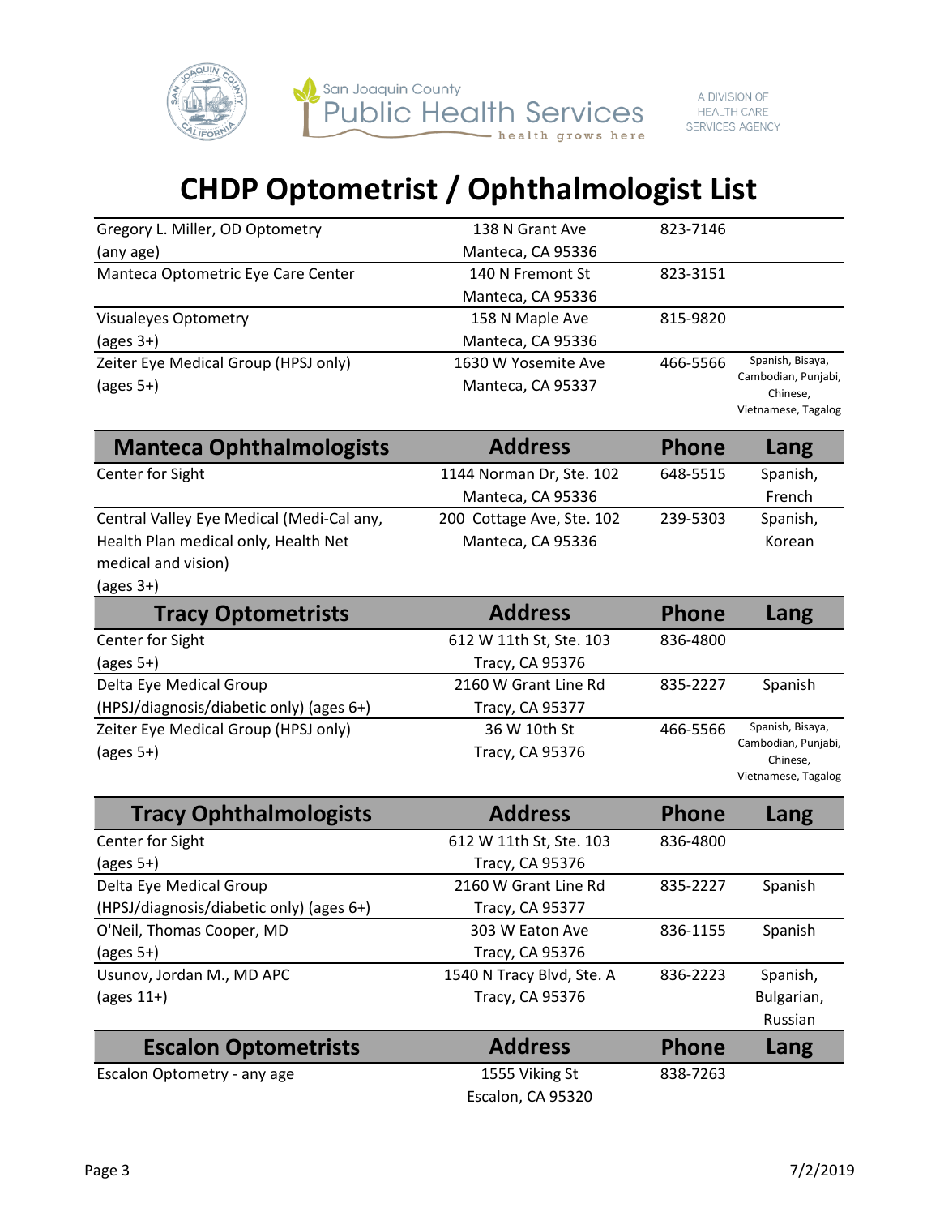# CHDP Optometrist / Ophthalmologist List

| | | | |
|---|---|---|---|
| Gregory L. Miller, OD Optometry (any age) | 138 N Grant Ave Manteca, CA 95336 | 823-7146 | |
| Manteca Optometric Eye Care Center | 140 N Fremont St Manteca, CA 95336 | 823-3151 | |
| Visualeyes Optometry (ages 3+) | 158 N Maple Ave Manteca, CA 95336 | 815-9820 | |
| Zeiter Eye Medical Group (HPSJ only) (ages 5+) | 1630 W Yosemite Ave Manteca, CA 95337 | 466-5566 | Spanish, Bisaya, Cambodian, Punjabi, Chinese, Vietnamese, Tagalog |

| Manteca Ophthalmologists | Address | Phone | Lang |
|---|---|---|---|
| Center for Sight | 1144 Norman Dr, Ste. 102 Manteca, CA 95336 | 648-5515 | Spanish, French |
| Central Valley Eye Medical (Medi-Cal any, Health Plan medical only, Health Net medical and vision) (ages 3+) | 200 Cottage Ave, Ste. 102 Manteca, CA 95336 | 239-5303 | Spanish, Korean |

| Tracy Optometrists | Address | Phone | Lang |
|---|---|---|---|
| Center for Sight (ages 5+) | 612 W 11th St, Ste. 103 Tracy, CA 95376 | 836-4800 | |
| Delta Eye Medical Group (HPSJ/diagnosis/diabetic only) (ages 6+) | 2160 W Grant Line Rd Tracy, CA 95377 | 835-2227 | Spanish |
| Zeiter Eye Medical Group (HPSJ only) (ages 5+) | 36 W 10th St Tracy, CA 95376 | 466-5566 | Spanish, Bisaya, Cambodian, Punjabi, Chinese, Vietnamese, Tagalog |

| Tracy Ophthalmologists | Address | Phone | Lang |
|---|---|---|---|
| Center for Sight (ages 5+) | 612 W 11th St, Ste. 103 Tracy, CA 95376 | 836-4800 | |
| Delta Eye Medical Group (HPSJ/diagnosis/diabetic only) (ages 6+) | 2160 W Grant Line Rd Tracy, CA 95377 | 835-2227 | Spanish |
| O'Neil, Thomas Cooper, MD (ages 5+) | 303 W Eaton Ave Tracy, CA 95376 | 836-1155 | Spanish |
| Usunov, Jordan M., MD APC (ages 11+) | 1540 N Tracy Blvd, Ste. A Tracy, CA 95376 | 836-2223 | Spanish, Bulgarian, Russian |

| Escalon Optometrists | Address | Phone | Lang |
|---|---|---|---|
| Escalon Optometry - any age | 1555 Viking St Escalon, CA 95320 | 838-7263 | |

7/2/2019